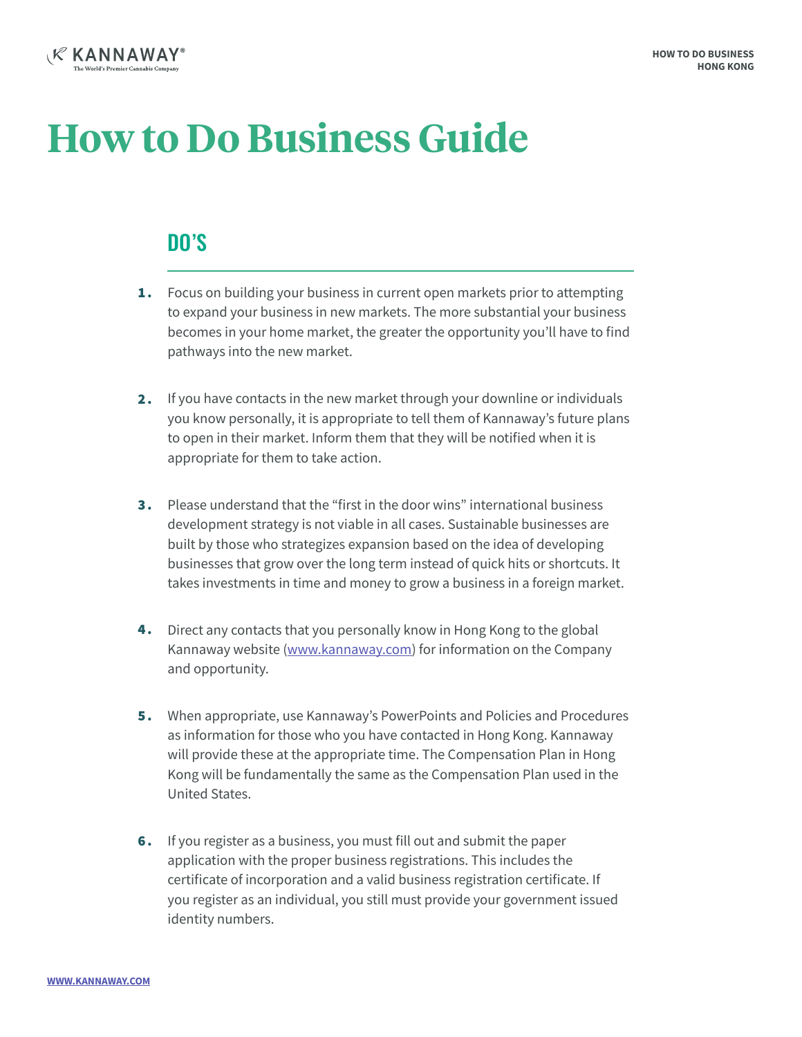# How to Do Business Guide

## DO'S

1. Focus on building your business in current open markets prior to attempting to expand your business in new markets. The more substantial your business becomes in your home market, the greater the opportunity you'll have to find pathways into the new market.

2. If you have contacts in the new market through your downline or individuals you know personally, it is appropriate to tell them of Kannaway's future plans to open in their market. Inform them that they will be notified when it is appropriate for them to take action.

3. Please understand that the "first in the door wins" international business development strategy is not viable in all cases. Sustainable businesses are built by those who strategizes expansion based on the idea of developing businesses that grow over the long term instead of quick hits or shortcuts. It takes investments in time and money to grow a business in a foreign market.

4. Direct any contacts that you personally know in Hong Kong to the global Kannaway website (www.kannaway.com) for information on the Company and opportunity.

5. When appropriate, use Kannaway's PowerPoints and Policies and Procedures as information for those who you have contacted in Hong Kong. Kannaway will provide these at the appropriate time. The Compensation Plan in Hong Kong will be fundamentally the same as the Compensation Plan used in the United States.

6. If you register as a business, you must fill out and submit the paper application with the proper business registrations. This includes the certificate of incorporation and a valid business registration certificate. If you register as an individual, you still must provide your government issued identity numbers.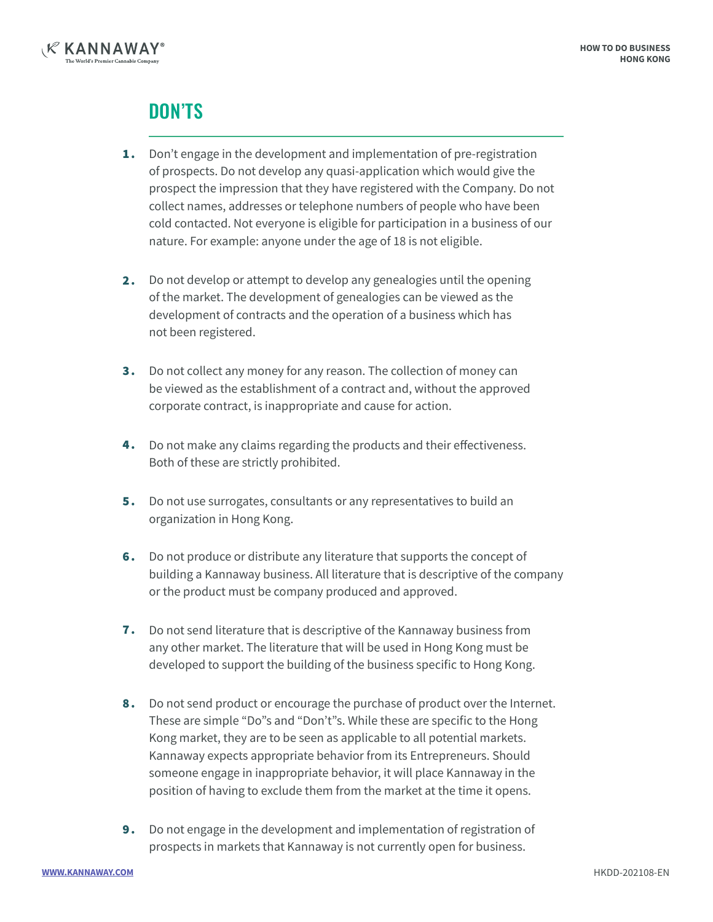## DON'TS

1. Don't engage in the development and implementation of pre-registration of prospects. Do not develop any quasi-application which would give the prospect the impression that they have registered with the Company. Do not collect names, addresses or telephone numbers of people who have been cold contacted. Not everyone is eligible for participation in a business of our nature. For example: anyone under the age of 18 is not eligible.

2. Do not develop or attempt to develop any genealogies until the opening of the market. The development of genealogies can be viewed as the development of contracts and the operation of a business which has not been registered.

3. Do not collect any money for any reason. The collection of money can be viewed as the establishment of a contract and, without the approved corporate contract, is inappropriate and cause for action.

4. Do not make any claims regarding the products and their effectiveness. Both of these are strictly prohibited.

5. Do not use surrogates, consultants or any representatives to build an organization in Hong Kong.

6. Do not produce or distribute any literature that supports the concept of building a Kannaway business. All literature that is descriptive of the company or the product must be company produced and approved.

7. Do not send literature that is descriptive of the Kannaway business from any other market. The literature that will be used in Hong Kong must be developed to support the building of the business specific to Hong Kong.

8. Do not send product or encourage the purchase of product over the Internet. These are simple "Do"s and "Don't"s. While these are specific to the Hong Kong market, they are to be seen as applicable to all potential markets. Kannaway expects appropriate behavior from its Entrepreneurs. Should someone engage in inappropriate behavior, it will place Kannaway in the position of having to exclude them from the market at the time it opens.

9. Do not engage in the development and implementation of registration of prospects in markets that Kannaway is not currently open for business.